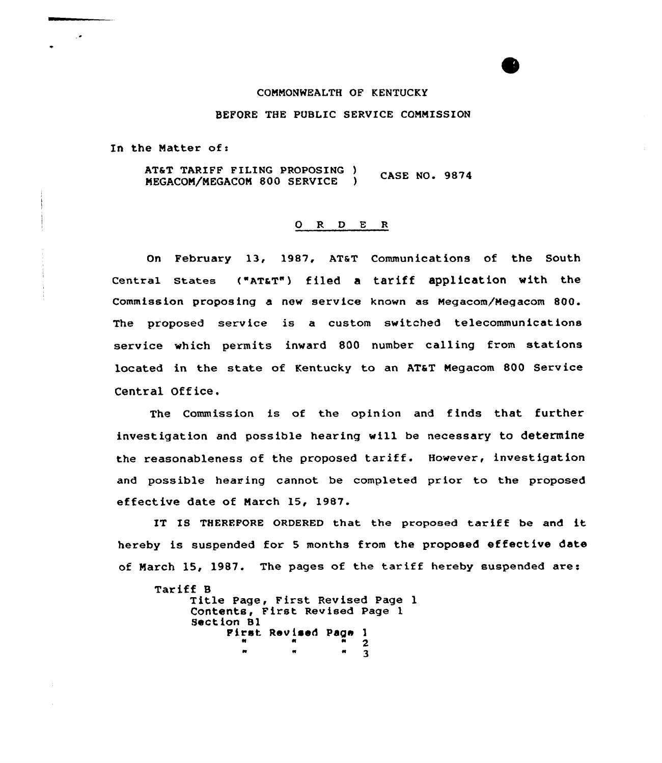COMMONWEALTH OF KENTUCKY

BEFORE THE PUBLIC SERVICE COMMISSION

In the Matter of:

AT&T TARIFF FILING PROPOSING ) MEGACOM/MEGACOM 800 SERVICE ) CASE NO. 9874

O R D E R

On February 13, 1987, AT&T Communications of the South Central States ("AT&T") filed a tariff application with the Commission proposing a new service known as Megacom/Megacom 800. The proposed service is a custom switched telecommunications service which permits inward 800 number calling from stations located in the state of Kentucky to an AT&T Megacom 800 Service Central Office.

The Commission is of the opinion and finds that further investigation and possible hearing will be necessary to determine the reasonableness of the proposed tariff. However, investigation and possible hearing cannot be completed prior to the proposed effective date of March 15, 1987.

IT IS THEREFORE ORDERED that the proposed tariff be and it hereby is suspended for 5 months from the proposed effective date of March 15, 1987. The pages of the tariff hereby suspended are:

Tariff B
  Title Page, First Revised Page 1
  Contents, First Revised Page 1
  Section B1
    First Revised Page 1
    " " " 2
    " " " 3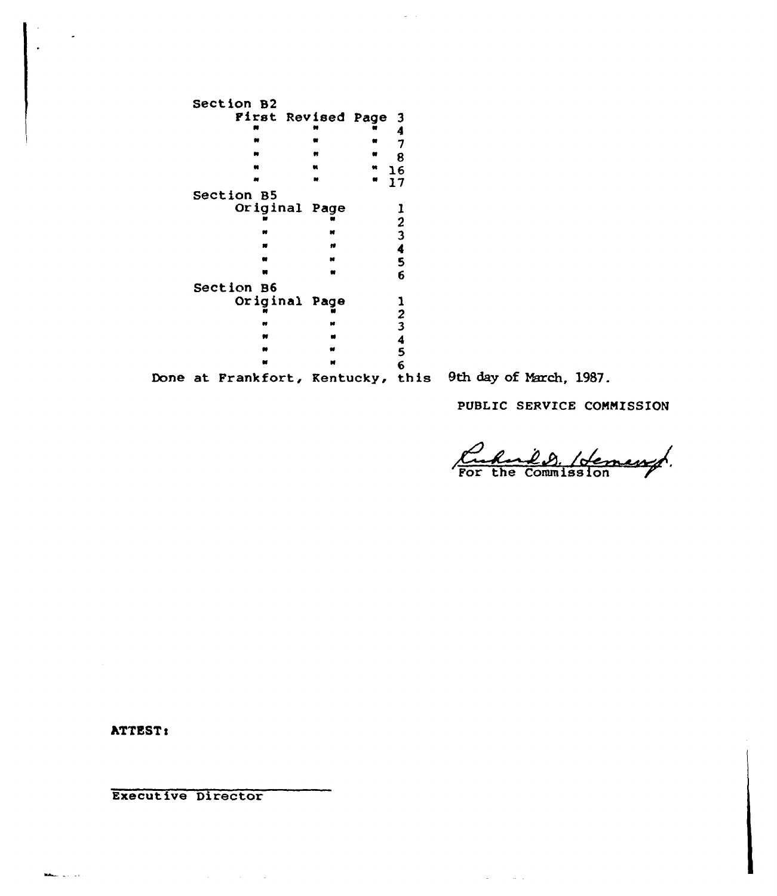Section B2

First Revised Page 3
" " " 4
" " " 7
" " " 8
" " " 16
" " " 17

Section B5

Original Page 1
" " 2
" " 3
" " 4
" " 5
" " 6

Section B6

Original Page 1
" " 2
" " 3
" " 4
" " 5
" " 6

Done at Frankfort, Kentucky, this 9th day of March, 1987.

PUBLIC SERVICE COMMISSION

For the Commission

ATTEST:

Executive Director